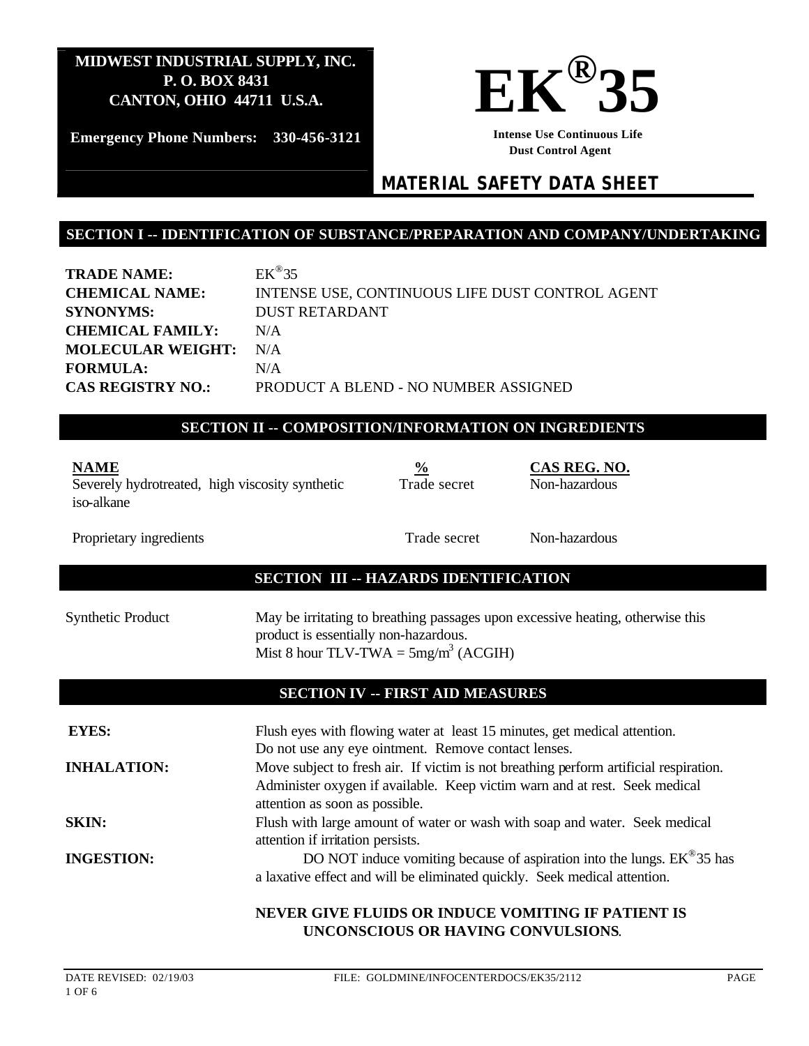**MIDWEST INDUSTRIAL SUPPLY, INC.**
**P. O. BOX 8431**
**CANTON, OHIO 44711 U.S.A.**

**Emergency Phone Numbers: 330-456-3121**

# EK®35

**Intense Use Continuous Life Dust Control Agent**

## MATERIAL SAFETY DATA SHEET

## SECTION I -- IDENTIFICATION OF SUBSTANCE/PREPARATION AND COMPANY/UNDERTAKING

**TRADE NAME:** EK®35
**CHEMICAL NAME:** INTENSE USE, CONTINUOUS LIFE DUST CONTROL AGENT
**SYNONYMS:** DUST RETARDANT
**CHEMICAL FAMILY:** N/A
**MOLECULAR WEIGHT:** N/A
**FORMULA:** N/A
**CAS REGISTRY NO.:** PRODUCT A BLEND - NO NUMBER ASSIGNED

## SECTION II -- COMPOSITION/INFORMATION ON INGREDIENTS

| NAME | % | CAS REG. NO. |
|---|---|---|
| Severely hydrotreated, high viscosity synthetic iso-alkane | Trade secret | Non-hazardous |
| Proprietary ingredients | Trade secret | Non-hazardous |

## SECTION III -- HAZARDS IDENTIFICATION

Synthetic Product: May be irritating to breathing passages upon excessive heating, otherwise this product is essentially non-hazardous.
Mist 8 hour TLV-TWA = 5mg/$m^3$ (ACGIH)

## SECTION IV -- FIRST AID MEASURES

**EYES:** Flush eyes with flowing water at least 15 minutes, get medical attention. Do not use any eye ointment. Remove contact lenses.

**INHALATION:** Move subject to fresh air. If victim is not breathing perform artificial respiration. Administer oxygen if available. Keep victim warn and at rest. Seek medical attention as soon as possible.

**SKIN:** Flush with large amount of water or wash with soap and water. Seek medical attention if irritation persists.

**INGESTION:** DO NOT induce vomiting because of aspiration into the lungs. EK®35 has a laxative effect and will be eliminated quickly. Seek medical attention.

**NEVER GIVE FLUIDS OR INDUCE VOMITING IF PATIENT IS UNCONSCIOUS OR HAVING CONVULSIONS**.

DATE REVISED: 02/19/03 FILE: GOLDMINE/INFOCENTERDOCS/EK35/2112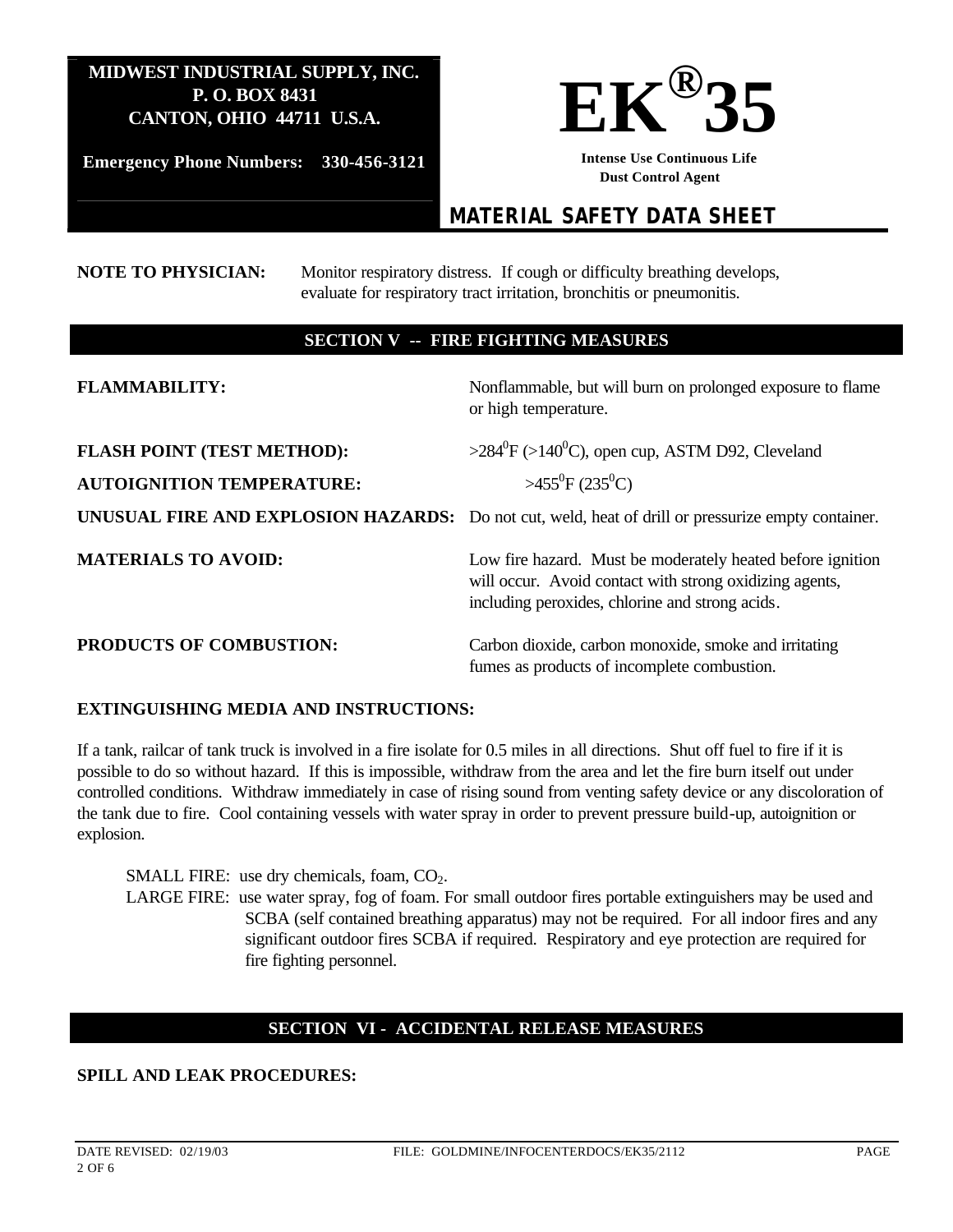**MIDWEST INDUSTRIAL SUPPLY, INC.**
**P. O. BOX 8431**
**CANTON, OHIO 44711 U.S.A.**

**Emergency Phone Numbers: 330-456-3121**

# EK®35

**Intense Use Continuous Life Dust Control Agent**

## MATERIAL SAFETY DATA SHEET

**NOTE TO PHYSICIAN:** Monitor respiratory distress. If cough or difficulty breathing develops, evaluate for respiratory tract irritation, bronchitis or pneumonitis.

## SECTION V -- FIRE FIGHTING MEASURES

**FLAMMABILITY:** Nonflammable, but will burn on prolonged exposure to flame or high temperature.

**FLASH POINT (TEST METHOD):** >284$^0$F (>140$^0$C), open cup, ASTM D92, Cleveland

**AUTOIGNITION TEMPERATURE:** >455$^0$F (235$^0$C)

**UNUSUAL FIRE AND EXPLOSION HAZARDS:** Do not cut, weld, heat of drill or pressurize empty container.

**MATERIALS TO AVOID:** Low fire hazard. Must be moderately heated before ignition will occur. Avoid contact with strong oxidizing agents, including peroxides, chlorine and strong acids.

**PRODUCTS OF COMBUSTION:** Carbon dioxide, carbon monoxide, smoke and irritating fumes as products of incomplete combustion.

**EXTINGUISHING MEDIA AND INSTRUCTIONS:**

If a tank, railcar of tank truck is involved in a fire isolate for 0.5 miles in all directions. Shut off fuel to fire if it is possible to do so without hazard. If this is impossible, withdraw from the area and let the fire burn itself out under controlled conditions. Withdraw immediately in case of rising sound from venting safety device or any discoloration of the tank due to fire. Cool containing vessels with water spray in order to prevent pressure build-up, autoignition or explosion.

SMALL FIRE: use dry chemicals, foam, $CO_2$.

LARGE FIRE: use water spray, fog of foam. For small outdoor fires portable extinguishers may be used and SCBA (self contained breathing apparatus) may not be required. For all indoor fires and any significant outdoor fires SCBA if required. Respiratory and eye protection are required for fire fighting personnel.

## SECTION VI - ACCIDENTAL RELEASE MEASURES

**SPILL AND LEAK PROCEDURES:**

DATE REVISED: 02/19/03 FILE: GOLDMINE/INFOCENTERDOCS/EK35/2112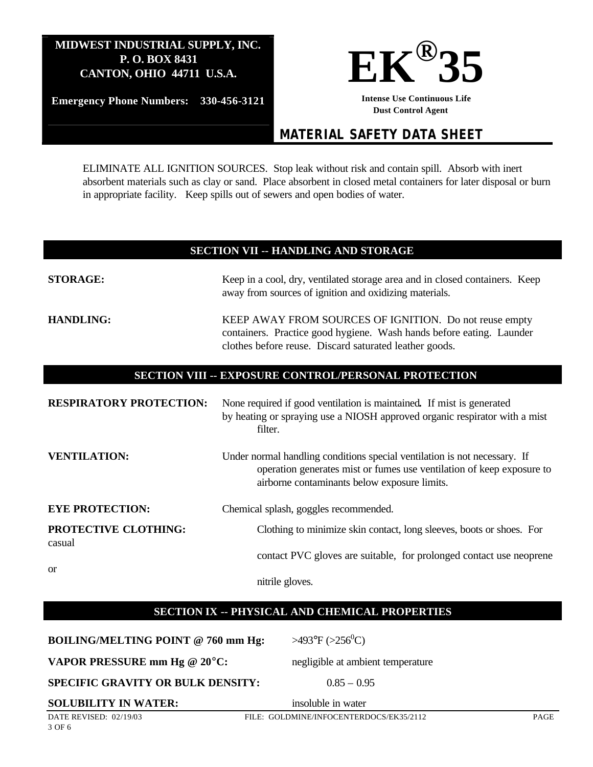ELIMINATE ALL IGNITION SOURCES. Stop leak without risk and contain spill. Absorb with inert absorbent materials such as clay or sand. Place absorbent in closed metal containers for later disposal or burn in appropriate facility. Keep spills out of sewers and open bodies of water.

## SECTION VII -- HANDLING AND STORAGE

**STORAGE:** Keep in a cool, dry, ventilated storage area and in closed containers. Keep away from sources of ignition and oxidizing materials.

**HANDLING:** KEEP AWAY FROM SOURCES OF IGNITION. Do not reuse empty containers. Practice good hygiene. Wash hands before eating. Launder clothes before reuse. Discard saturated leather goods.

## SECTION VIII -- EXPOSURE CONTROL/PERSONAL PROTECTION

**RESPIRATORY PROTECTION:** None required if good ventilation is maintained. If mist is generated by heating or spraying use a NIOSH approved organic respirator with a mist filter.

**VENTILATION:** Under normal handling conditions special ventilation is not necessary. If operation generates mist or fumes use ventilation of keep exposure to airborne contaminants below exposure limits.

**EYE PROTECTION:** Chemical splash, goggles recommended.

**PROTECTIVE CLOTHING:** Clothing to minimize skin contact, long sleeves, boots or shoes. For casual contact PVC gloves are suitable, for prolonged contact use neoprene or nitrile gloves.

## SECTION IX -- PHYSICAL AND CHEMICAL PROPERTIES

**BOILING/MELTING POINT @ 760 mm Hg:** >493°F (>256°C)

**VAPOR PRESSURE mm Hg @ 20°C:** negligible at ambient temperature

**SPECIFIC GRAVITY OR BULK DENSITY:** 0.85 – 0.95

**SOLUBILITY IN WATER:** insoluble in water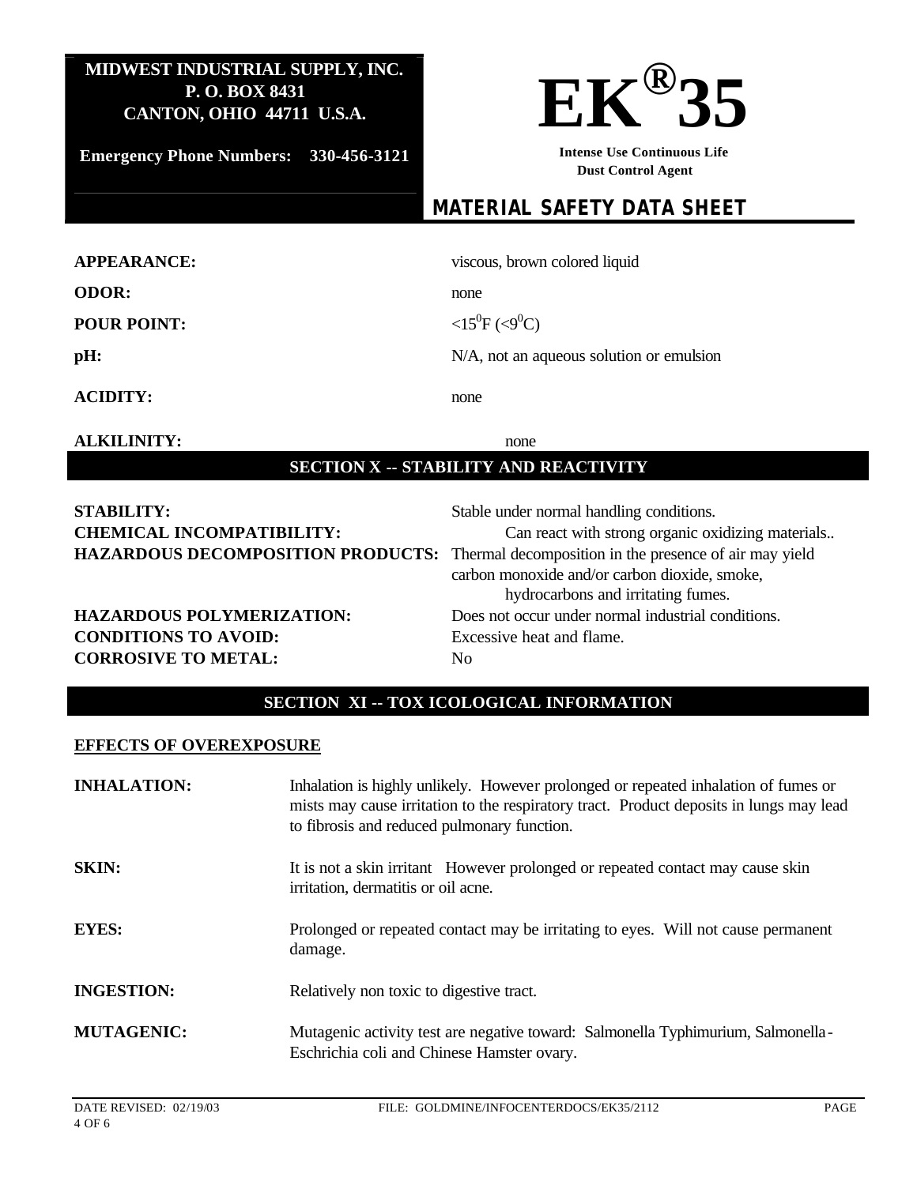**MIDWEST INDUSTRIAL SUPPLY, INC.**
**P. O. BOX 8431**
**CANTON, OHIO 44711 U.S.A.**

**Emergency Phone Numbers: 330-456-3121**

# EK®35

**Intense Use Continuous Life Dust Control Agent**

## MATERIAL SAFETY DATA SHEET

| | |
|---|---|
| **APPEARANCE:** | viscous, brown colored liquid |
| **ODOR:** | none |
| **POUR POINT:** | $<15^0$F ($<9^0$C) |
| **pH:** | N/A, not an aqueous solution or emulsion |
| **ACIDITY:** | none |
| **ALKILINITY:** | none |

## SECTION X -- STABILITY AND REACTIVITY

| | |
|---|---|
| **STABILITY:** | Stable under normal handling conditions. |
| **CHEMICAL INCOMPATIBILITY:** | Can react with strong organic oxidizing materials.. |
| **HAZARDOUS DECOMPOSITION PRODUCTS:** | Thermal decomposition in the presence of air may yield carbon monoxide and/or carbon dioxide, smoke, hydrocarbons and irritating fumes. |
| **HAZARDOUS POLYMERIZATION:** | Does not occur under normal industrial conditions. |
| **CONDITIONS TO AVOID:** | Excessive heat and flame. |
| **CORROSIVE TO METAL:** | No |

## SECTION XI -- TOX ICOLOGICAL INFORMATION

**EFFECTS OF OVEREXPOSURE**

| | |
|---|---|
| **INHALATION:** | Inhalation is highly unlikely. However prolonged or repeated inhalation of fumes or mists may cause irritation to the respiratory tract. Product deposits in lungs may lead to fibrosis and reduced pulmonary function. |
| **SKIN:** | It is not a skin irritant However prolonged or repeated contact may cause skin irritation, dermatitis or oil acne. |
| **EYES:** | Prolonged or repeated contact may be irritating to eyes. Will not cause permanent damage. |
| **INGESTION:** | Relatively non toxic to digestive tract. |
| **MUTAGENIC:** | Mutagenic activity test are negative toward: Salmonella Typhimurium, Salmonella-Eschrichia coli and Chinese Hamster ovary. |

DATE REVISED: 02/19/03 FILE: GOLDMINE/INFOCENTERDOCS/EK35/2112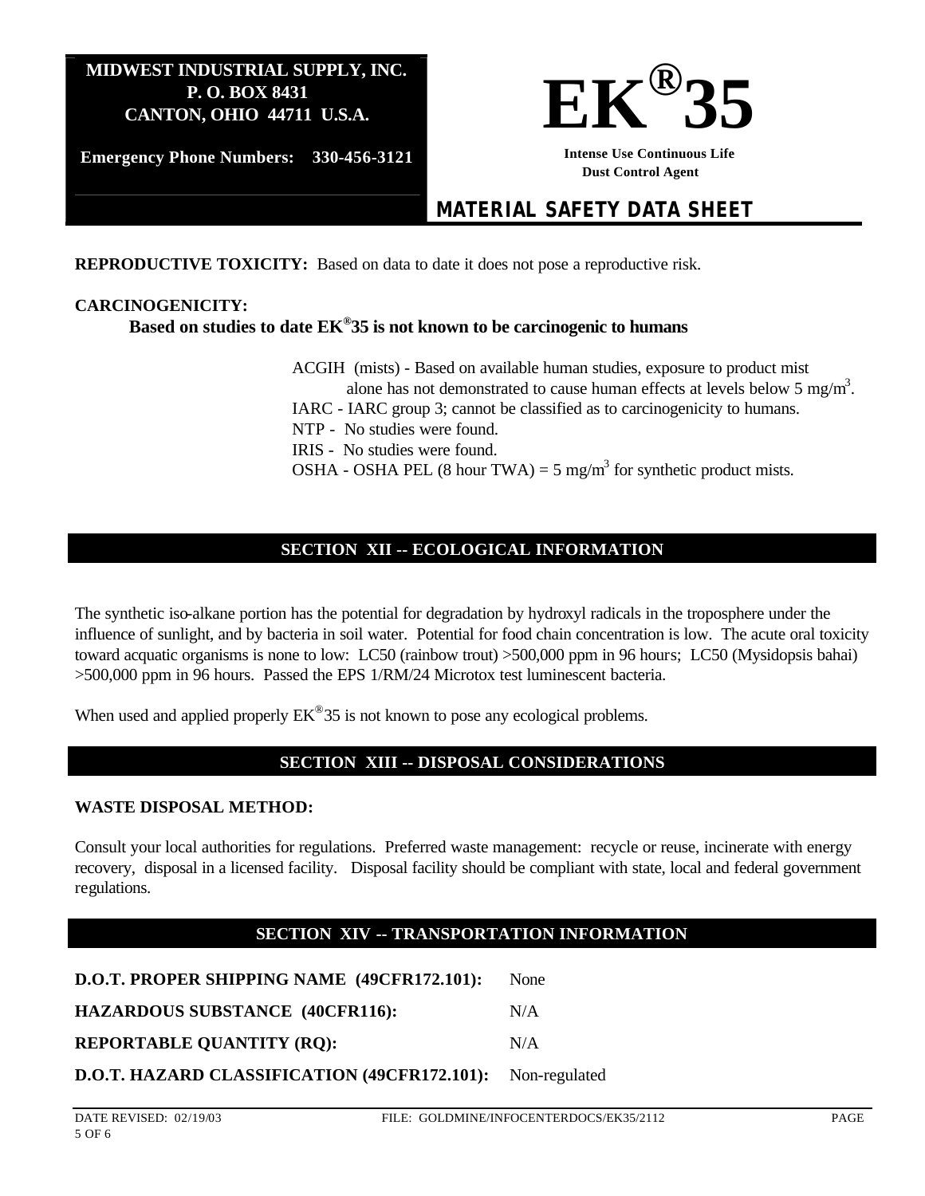**REPRODUCTIVE TOXICITY:** Based on data to date it does not pose a reproductive risk.

**CARCINOGENICITY:**

**Based on studies to date EK®35 is not known to be carcinogenic to humans**

ACGIH (mists) - Based on available human studies, exposure to product mist alone has not demonstrated to cause human effects at levels below 5 $mg/m^3$.
IARC - IARC group 3; cannot be classified as to carcinogenicity to humans.
NTP - No studies were found.
IRIS - No studies were found.
OSHA - OSHA PEL (8 hour TWA) = 5 $mg/m^3$ for synthetic product mists.

## SECTION XII -- ECOLOGICAL INFORMATION

The synthetic iso-alkane portion has the potential for degradation by hydroxyl radicals in the troposphere under the influence of sunlight, and by bacteria in soil water. Potential for food chain concentration is low. The acute oral toxicity toward acquatic organisms is none to low: LC50 (rainbow trout) >500,000 ppm in 96 hours; LC50 (Mysidopsis bahai) >500,000 ppm in 96 hours. Passed the EPS 1/RM/24 Microtox test luminescent bacteria.

When used and applied properly EK®35 is not known to pose any ecological problems.

## SECTION XIII -- DISPOSAL CONSIDERATIONS

**WASTE DISPOSAL METHOD:**

Consult your local authorities for regulations. Preferred waste management: recycle or reuse, incinerate with energy recovery, disposal in a licensed facility. Disposal facility should be compliant with state, local and federal government regulations.

## SECTION XIV -- TRANSPORTATION INFORMATION

**D.O.T. PROPER SHIPPING NAME (49CFR172.101):** None

**HAZARDOUS SUBSTANCE (40CFR116):** N/A

**REPORTABLE QUANTITY (RQ):** N/A

**D.O.T. HAZARD CLASSIFICATION (49CFR172.101):** Non-regulated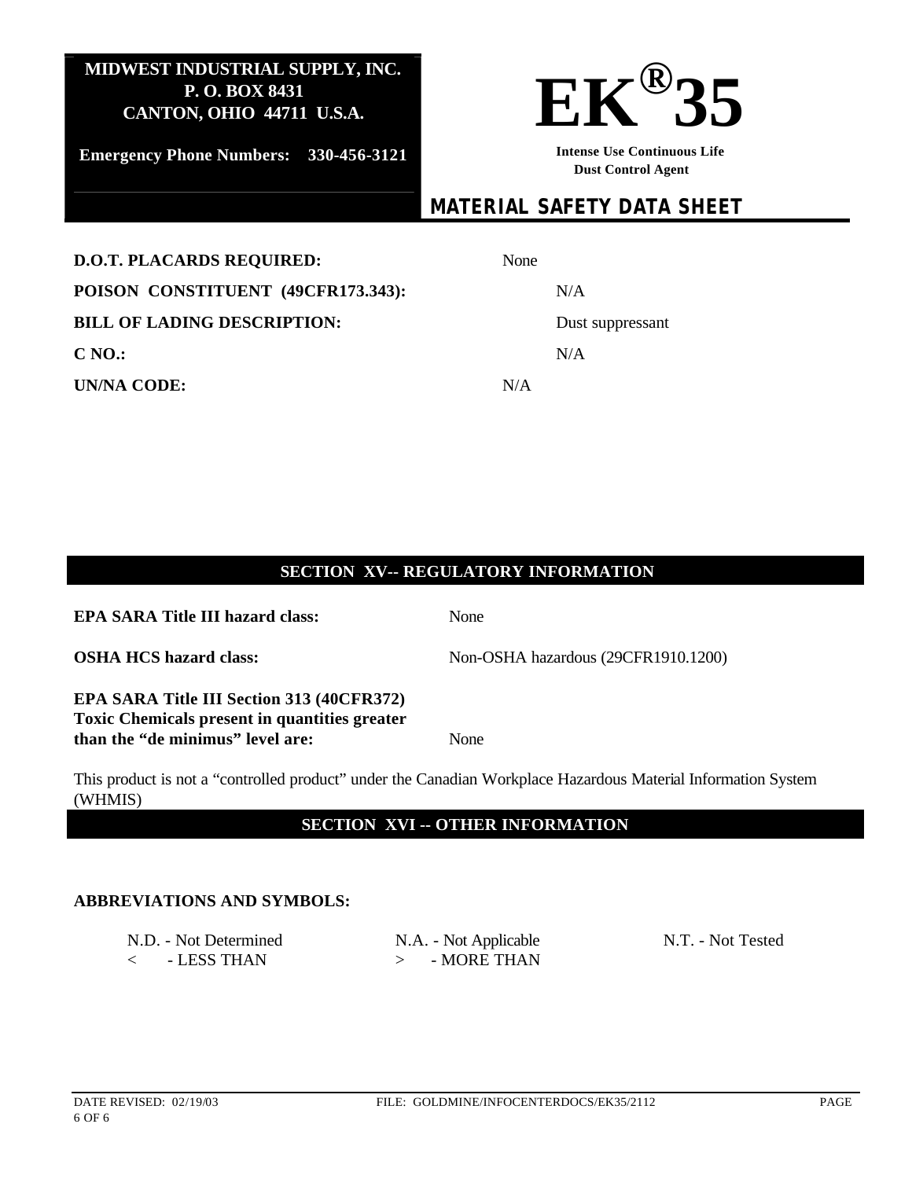**MIDWEST INDUSTRIAL SUPPLY, INC.**
**P. O. BOX 8431**
**CANTON, OHIO 44711 U.S.A.**

**Emergency Phone Numbers: 330-456-3121**

# EK®35

**Intense Use Continuous Life Dust Control Agent**

## MATERIAL SAFETY DATA SHEET

| | |
|---|---|
| **D.O.T. PLACARDS REQUIRED:** | None |
| **POISON CONSTITUENT (49CFR173.343):** | N/A |
| **BILL OF LADING DESCRIPTION:** | Dust suppressant |
| **C NO.:** | N/A |
| **UN/NA CODE:** | N/A |

## SECTION XV-- REGULATORY INFORMATION

| | |
|---|---|
| **EPA SARA Title III hazard class:** | None |
| **OSHA HCS hazard class:** | Non-OSHA hazardous (29CFR1910.1200) |
| **EPA SARA Title III Section 313 (40CFR372) Toxic Chemicals present in quantities greater than the "de minimus" level are:** | None |

This product is not a "controlled product" under the Canadian Workplace Hazardous Material Information System (WHMIS)

## SECTION XVI -- OTHER INFORMATION

**ABBREVIATIONS AND SYMBOLS:**

| | | |
|---|---|---|
| N.D. - Not Determined | N.A. - Not Applicable | N.T. - Not Tested |
| < - LESS THAN | > - MORE THAN | |

DATE REVISED: 02/19/03 FILE: GOLDMINE/INFOCENTERDOCS/EK35/2112